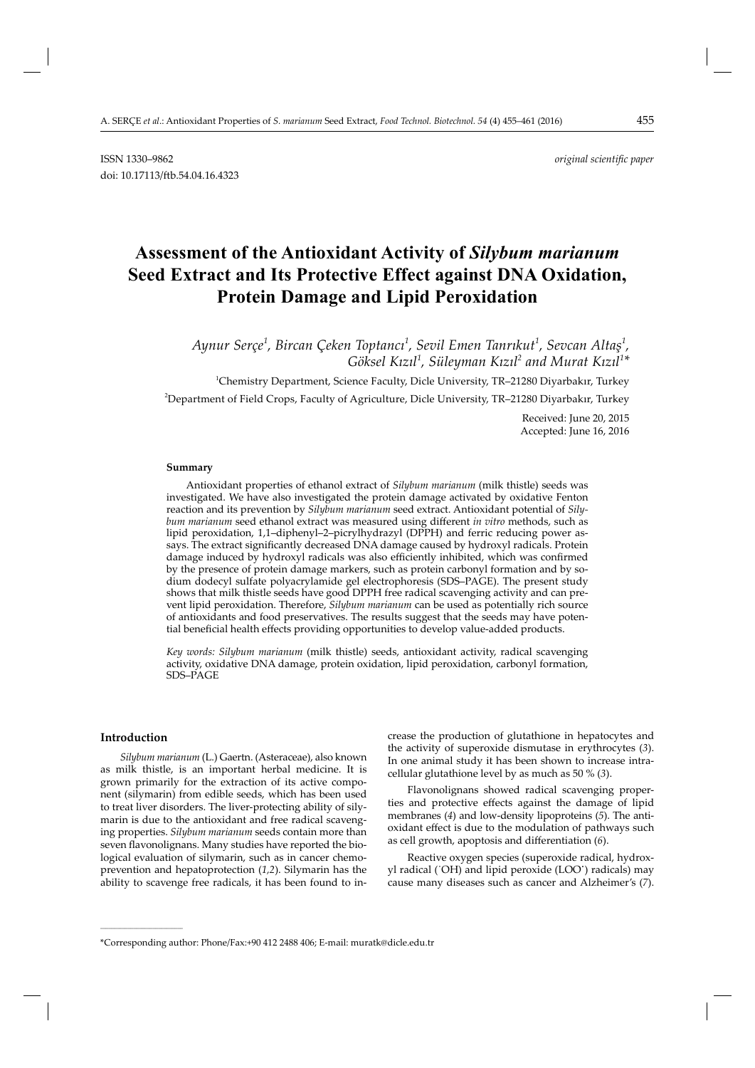ISSN 1330–9862 *original scientific paper*

doi: 10.17113/ftb.54.04.16.4323

# Assessment of the Antioxidant Activity of *Silybum marianum* Seed Extract and Its Protective Effect against DNA Oxidation, Protein Damage and Lipid Peroxidation

*Aynur Serçe[1], Bircan Çeken Toptancı[1], Sevil Emen Tanrıkut[1], Sevcan Altaş[1], Göksel Kızıl[1], Süleyman Kızıl[2] and Murat Kızıl[1]**

[1]Chemistry Department, Science Faculty, Dicle University, TR–21280 Diyarbakır, Turkey

[2]Department of Field Crops, Faculty of Agriculture, Dicle University, TR–21280 Diyarbakır, Turkey

Received: June 20, 2015
Accepted: June 16, 2016

#### Summary

Antioxidant properties of ethanol extract of *Silybum marianum* (milk thistle) seeds was investigated. We have also investigated the protein damage activated by oxidative Fenton reaction and its prevention by *Silybum marianum* seed extract. Antioxidant potential of *Silybum marianum* seed ethanol extract was measured using different *in vitro* methods, such as lipid peroxidation, 1,1–diphenyl–2–picrylhydrazyl (DPPH) and ferric reducing power assays. The extract significantly decreased DNA damage caused by hydroxyl radicals. Protein damage induced by hydroxyl radicals was also efficiently inhibited, which was confirmed by the presence of protein damage markers, such as protein carbonyl formation and by sodium dodecyl sulfate polyacrylamide gel electrophoresis (SDS–PAGE). The present study shows that milk thistle seeds have good DPPH free radical scavenging activity and can prevent lipid peroxidation. Therefore, *Silybum marianum* can be used as potentially rich source of antioxidants and food preservatives. The results suggest that the seeds may have potential beneficial health effects providing opportunities to develop value-added products.

*Key words: Silybum marianum* (milk thistle) seeds, antioxidant activity, radical scavenging activity, oxidative DNA damage, protein oxidation, lipid peroxidation, carbonyl formation, SDS–PAGE

#### Introduction

*Silybum marianum* (L.) Gaertn. (Asteraceae), also known as milk thistle, is an important herbal medicine. It is grown primarily for the extraction of its active component (silymarin) from edible seeds, which has been used to treat liver disorders. The liver-protecting ability of silymarin is due to the antioxidant and free radical scavenging properties. *Silybum marianum* seeds contain more than seven flavonolignans. Many studies have reported the biological evaluation of silymarin, such as in cancer chemoprevention and hepatoprotection (*1,2*). Silymarin has the ability to scavenge free radicals, it has been found to increase the production of glutathione in hepatocytes and the activity of superoxide dismutase in erythrocytes (*3*). In one animal study it has been shown to increase intracellular glutathione level by as much as 50 % (*3*).

Flavonolignans showed radical scavenging properties and protective effects against the damage of lipid membranes (*4*) and low-density lipoproteins (*5*). The antioxidant effect is due to the modulation of pathways such as cell growth, apoptosis and differentiation (*6*).

Reactive oxygen species (superoxide radical, hydroxyl radical (˙OH) and lipid peroxide (LOO˙) radicals) may cause many diseases such as cancer and Alzheimer's (*7*).

*Corresponding author: Phone/Fax:+90 412 2488 406; E-mail: muratk@dicle.edu.tr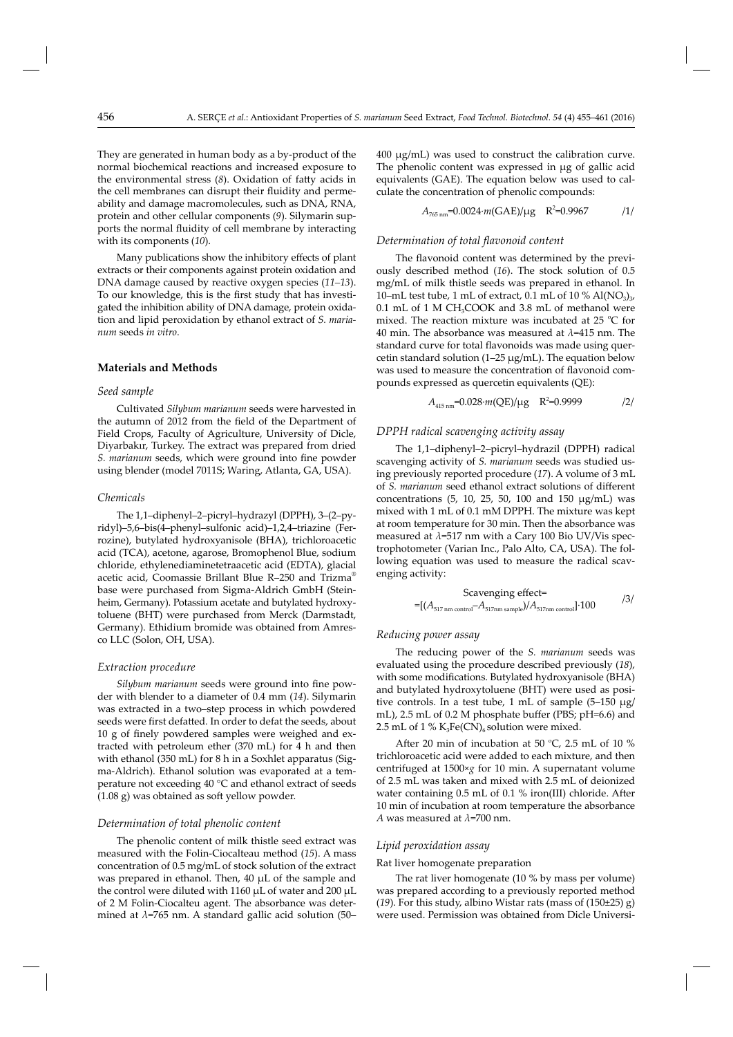They are generated in human body as a by-product of the normal biochemical reactions and increased exposure to the environmental stress (*8*). Oxidation of fatty acids in the cell membranes can disrupt their fluidity and permeability and damage macromolecules, such as DNA, RNA, protein and other cellular components (*9*). Silymarin supports the normal fluidity of cell membrane by interacting with its components (*10*).

Many publications show the inhibitory effects of plant extracts or their components against protein oxidation and DNA damage caused by reactive oxygen species (*11–13*). To our knowledge, this is the first study that has investigated the inhibition ability of DNA damage, protein oxidation and lipid peroxidation by ethanol extract of *S. marianum* seeds *in vitro*.

## Materials and Methods

### Seed sample

Cultivated *Silybum marianum* seeds were harvested in the autumn of 2012 from the field of the Department of Field Crops, Faculty of Agriculture, University of Dicle, Diyarbakır, Turkey. The extract was prepared from dried *S. marianum* seeds, which were ground into fine powder using blender (model 7011S; Waring, Atlanta, GA, USA).

### Chemicals

The 1,1–diphenyl–2–picryl–hydrazyl (DPPH), 3–(2–pyridyl)–5,6–bis(4–phenyl–sulfonic acid)–1,2,4–triazine (Ferrozine), butylated hydroxyanisole (BHA), trichloroacetic acid (TCA), acetone, agarose, Bromophenol Blue, sodium chloride, ethylenediaminetetraacetic acid (EDTA), glacial acetic acid, Coomassie Brillant Blue R–250 and Trizma® base were purchased from Sigma-Aldrich GmbH (Steinheim, Germany). Potassium acetate and butylated hydroxytoluene (BHT) were purchased from Merck (Darmstadt, Germany). Ethidium bromide was obtained from Amresco LLC (Solon, OH, USA).

### Extraction procedure

*Silybum marianum* seeds were ground into fine powder with blender to a diameter of 0.4 mm (*14*). Silymarin was extracted in a two–step process in which powdered seeds were first defatted. In order to defat the seeds, about 10 g of finely powdered samples were weighed and extracted with petroleum ether (370 mL) for 4 h and then with ethanol (350 mL) for 8 h in a Soxhlet apparatus (Sigma-Aldrich). Ethanol solution was evaporated at a temperature not exceeding 40 °C and ethanol extract of seeds (1.08 g) was obtained as soft yellow powder.

### Determination of total phenolic content

The phenolic content of milk thistle seed extract was measured with the Folin-Ciocalteau method (*15*). A mass concentration of 0.5 mg/mL of stock solution of the extract was prepared in ethanol. Then, 40 μL of the sample and the control were diluted with 1160 μL of water and 200 μL of 2 M Folin-Ciocalteu agent. The absorbance was determined at $\lambda$=765 nm. A standard gallic acid solution (50–400 μg/mL) was used to construct the calibration curve. The phenolic content was expressed in μg of gallic acid equivalents (GAE). The equation below was used to calculate the concentration of phenolic compounds:

$$A_{765\,\mathrm{nm}}=0.0024\cdot m(\mathrm{GAE})/\mu\mathrm{g} \quad R^2=0.9967 \qquad /1/$$

### Determination of total flavonoid content

The flavonoid content was determined by the previously described method (*16*). The stock solution of 0.5 mg/mL of milk thistle seeds was prepared in ethanol. In 10–mL test tube, 1 mL of extract, 0.1 mL of 10 % $Al(NO_3)_3$, 0.1 mL of 1 M $CH_3COOK$ and 3.8 mL of methanol were mixed. The reaction mixture was incubated at 25 °C for 40 min. The absorbance was measured at $\lambda$=415 nm. The standard curve for total flavonoids was made using quercetin standard solution (1–25 μg/mL). The equation below was used to measure the concentration of flavonoid compounds expressed as quercetin equivalents (QE):

$$A_{415\,\mathrm{nm}}=0.028\cdot m(\mathrm{QE})/\mu\mathrm{g} \quad R^2=0.9999 \qquad /2/$$

### DPPH radical scavenging activity assay

The 1,1–diphenyl–2–picryl–hydrazil (DPPH) radical scavenging activity of *S. marianum* seeds was studied using previously reported procedure (*17*). A volume of 3 mL of *S. marianum* seed ethanol extract solutions of different concentrations (5, 10, 25, 50, 100 and 150 μg/mL) was mixed with 1 mL of 0.1 mM DPPH. The mixture was kept at room temperature for 30 min. Then the absorbance was measured at $\lambda$=517 nm with a Cary 100 Bio UV/Vis spectrophotometer (Varian Inc., Palo Alto, CA, USA). The following equation was used to measure the radical scavenging activity:

$$\text{Scavenging effect}=[(A_{517\,\mathrm{nm\,control}}-A_{517\mathrm{nm\,sample}})/A_{517\mathrm{nm\,control}}]\cdot 100 \qquad /3/$$

### Reducing power assay

The reducing power of the *S. marianum* seeds was evaluated using the procedure described previously (*18*), with some modifications. Butylated hydroxyanisole (BHA) and butylated hydroxytoluene (BHT) were used as positive controls. In a test tube, 1 mL of sample (5–150 μg/mL), 2.5 mL of 0.2 M phosphate buffer (PBS; pH=6.6) and 2.5 mL of 1 % $K_3Fe(CN)_6$ solution were mixed.

After 20 min of incubation at 50 °C, 2.5 mL of 10 % trichloroacetic acid were added to each mixture, and then centrifuged at 1500×*g* for 10 min. A supernatant volume of 2.5 mL was taken and mixed with 2.5 mL of deionized water containing 0.5 mL of 0.1 % iron(III) chloride. After 10 min of incubation at room temperature the absorbance $A$ was measured at $\lambda$=700 nm.

### Lipid peroxidation assay

#### Rat liver homogenate preparation

The rat liver homogenate (10 % by mass per volume) was prepared according to a previously reported method (*19*). For this study, albino Wistar rats (mass of (150±25) g) were used. Permission was obtained from Dicle Universi-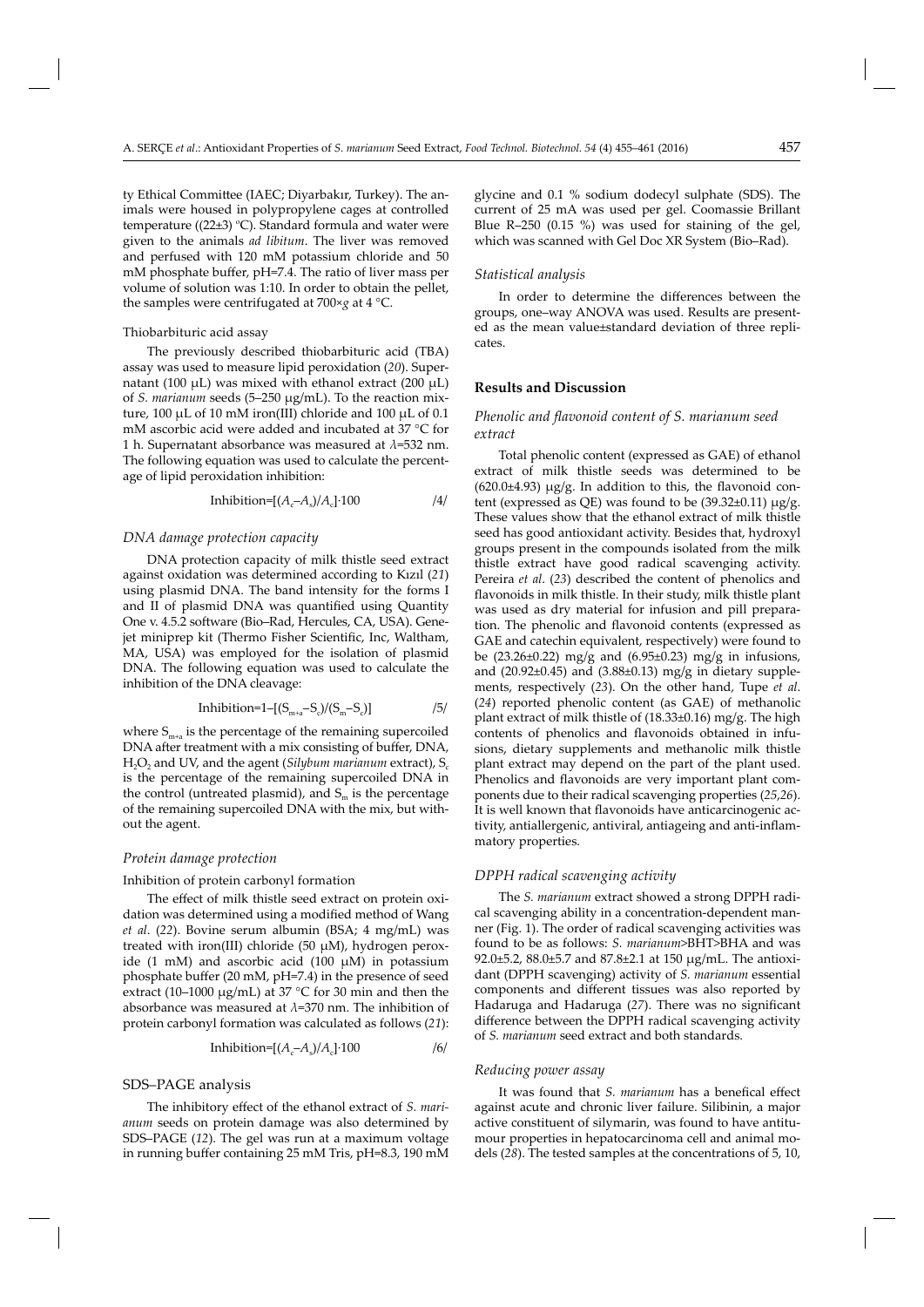ty Ethical Committee (IAEC; Diyarbakır, Turkey). The animals were housed in polypropylene cages at controlled temperature ((22±3) °C). Standard formula and water were given to the animals *ad libitum*. The liver was removed and perfused with 120 mM potassium chloride and 50 mM phosphate buffer, pH=7.4. The ratio of liver mass per volume of solution was 1:10. In order to obtain the pellet, the samples were centrifugated at 700×*g* at 4 °C.

#### Thiobarbituric acid assay

The previously described thiobarbituric acid (TBA) assay was used to measure lipid peroxidation (*20*). Supernatant (100 μL) was mixed with ethanol extract (200 μL) of *S. marianum* seeds (5–250 μg/mL). To the reaction mixture, 100 μL of 10 mM iron(III) chloride and 100 μL of 0.1 mM ascorbic acid were added and incubated at 37 °C for 1 h. Supernatant absorbance was measured at $\lambda$=532 nm. The following equation was used to calculate the percentage of lipid peroxidation inhibition:

$$\text{Inhibition}=[(A_c-A_s)/A_c]\cdot 100 \qquad /4/$$

### DNA damage protection capacity

DNA protection capacity of milk thistle seed extract against oxidation was determined according to Kızıl (*21*) using plasmid DNA. The band intensity for the forms I and II of plasmid DNA was quantified using Quantity One v. 4.5.2 software (Bio–Rad, Hercules, CA, USA). Genejet miniprep kit (Thermo Fisher Scientific, Inc, Waltham, MA, USA) was employed for the isolation of plasmid DNA. The following equation was used to calculate the inhibition of the DNA cleavage:

$$\text{Inhibition}=1-[(S_{m+a}-S_c)/(S_m-S_c)] \qquad /5/$$

where $S_{m+a}$ is the percentage of the remaining supercoiled DNA after treatment with a mix consisting of buffer, DNA, $H_2O_2$ and UV, and the agent (*Silybum marianum* extract), $S_c$ is the percentage of the remaining supercoiled DNA in the control (untreated plasmid), and $S_m$ is the percentage of the remaining supercoiled DNA with the mix, but without the agent.

### Protein damage protection

#### Inhibition of protein carbonyl formation

The effect of milk thistle seed extract on protein oxidation was determined using a modified method of Wang *et al*. (*22*). Bovine serum albumin (BSA; 4 mg/mL) was treated with iron(III) chloride (50 μM), hydrogen peroxide (1 mM) and ascorbic acid (100 μM) in potassium phosphate buffer (20 mM, pH=7.4) in the presence of seed extract (10–1000 μg/mL) at 37 °C for 30 min and then the absorbance was measured at $\lambda$=370 nm. The inhibition of protein carbonyl formation was calculated as follows (*21*):

$$\text{Inhibition}=[(A_c-A_s)/A_c]\cdot 100 \qquad /6/$$

#### SDS–PAGE analysis

The inhibitory effect of the ethanol extract of *S. marianum* seeds on protein damage was also determined by SDS–PAGE (*12*). The gel was run at a maximum voltage in running buffer containing 25 mM Tris, pH=8.3, 190 mM glycine and 0.1 % sodium dodecyl sulphate (SDS). The current of 25 mA was used per gel. Coomassie Brillant Blue R–250 (0.15 %) was used for staining of the gel, which was scanned with Gel Doc XR System (Bio–Rad).

### Statistical analysis

In order to determine the differences between the groups, one–way ANOVA was used. Results are presented as the mean value±standard deviation of three replicates.

## Results and Discussion

### Phenolic and flavonoid content of S. marianum seed extract

Total phenolic content (expressed as GAE) of ethanol extract of milk thistle seeds was determined to be (620.0±4.93) μg/g. In addition to this, the flavonoid content (expressed as QE) was found to be (39.32±0.11) μg/g. These values show that the ethanol extract of milk thistle seed has good antioxidant activity. Besides that, hydroxyl groups present in the compounds isolated from the milk thistle extract have good radical scavenging activity. Pereira *et al*. (*23*) described the content of phenolics and flavonoids in milk thistle. In their study, milk thistle plant was used as dry material for infusion and pill preparation. The phenolic and flavonoid contents (expressed as GAE and catechin equivalent, respectively) were found to be (23.26±0.22) mg/g and (6.95±0.23) mg/g in infusions, and (20.92±0.45) and (3.88±0.13) mg/g in dietary supplements, respectively (*23*). On the other hand, Tupe *et al*. (*24*) reported phenolic content (as GAE) of methanolic plant extract of milk thistle of (18.33±0.16) mg/g. The high contents of phenolics and flavonoids obtained in infusions, dietary supplements and methanolic milk thistle plant extract may depend on the part of the plant used. Phenolics and flavonoids are very important plant components due to their radical scavenging properties (*25,26*). It is well known that flavonoids have anticarcinogenic activity, antiallergenic, antiviral, antiageing and anti-inflammatory properties.

### DPPH radical scavenging activity

The *S. marianum* extract showed a strong DPPH radical scavenging ability in a concentration-dependent manner (Fig. 1). The order of radical scavenging activities was found to be as follows: *S. marianum*>BHT>BHA and was 92.0±5.2, 88.0±5.7 and 87.8±2.1 at 150 μg/mL. The antioxidant (DPPH scavenging) activity of *S. marianum* essential components and different tissues was also reported by Hadaruga and Hadaruga (*27*). There was no significant difference between the DPPH radical scavenging activity of *S. marianum* seed extract and both standards.

### Reducing power assay

It was found that *S. marianum* has a benefical effect against acute and chronic liver failure. Silibinin, a major active constituent of silymarin, was found to have antitumour properties in hepatocarcinoma cell and animal models (*28*). The tested samples at the concentrations of 5, 10,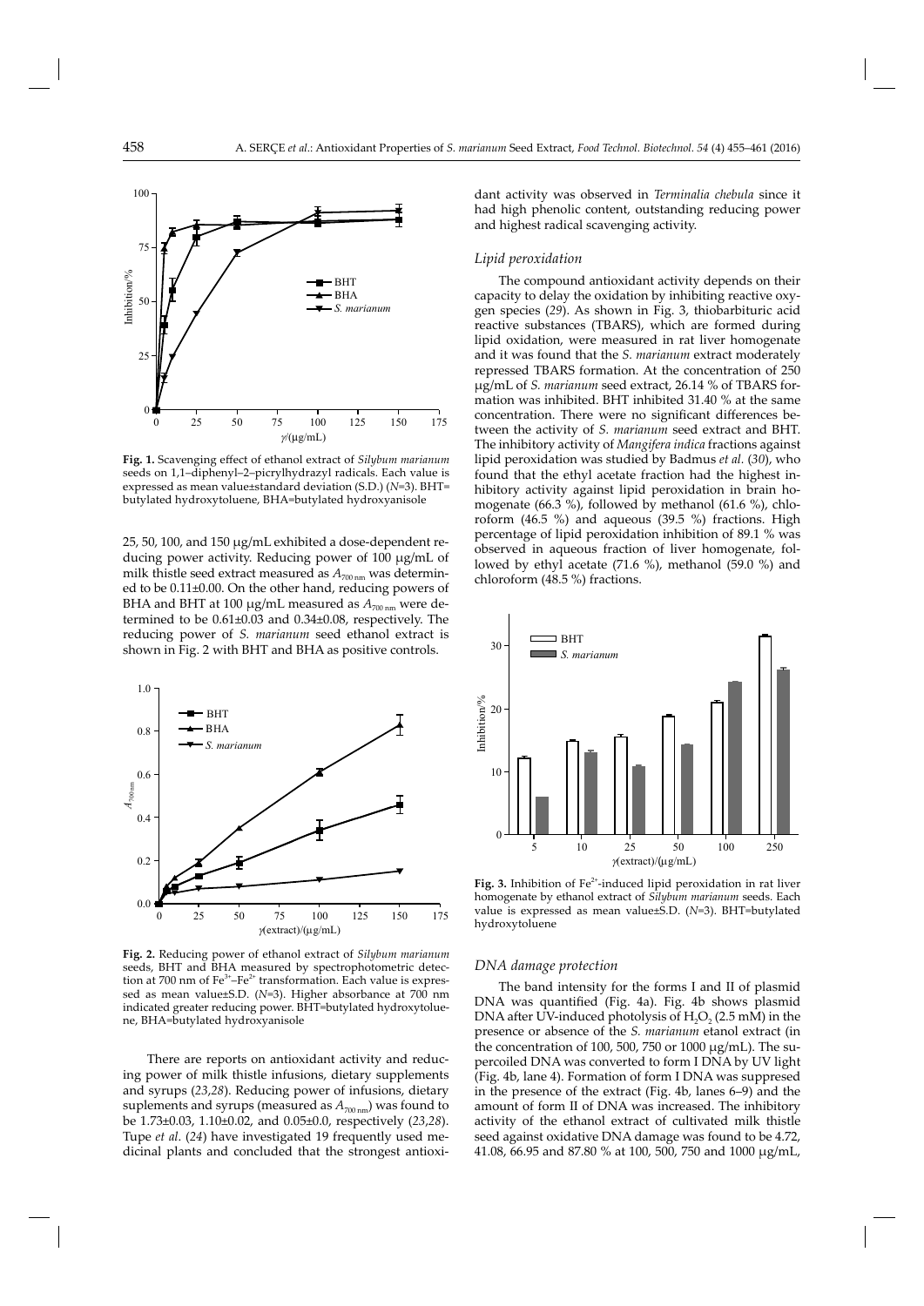**Fig. 1.** Scavenging effect of ethanol extract of *Silybum marianum* seeds on 1,1–diphenyl–2–picrylhydrazyl radicals. Each value is expressed as mean value±standard deviation (S.D.) ($N$=3). BHT= butylated hydroxytoluene, BHA=butylated hydroxyanisole

25, 50, 100, and 150 μg/mL exhibited a dose-dependent reducing power activity. Reducing power of 100 μg/mL of milk thistle seed extract measured as $A_{700\,nm}$ was determined to be 0.11±0.00. On the other hand, reducing powers of BHA and BHT at 100 μg/mL measured as $A_{700\,nm}$ were determined to be 0.61±0.03 and 0.34±0.08, respectively. The reducing power of *S. marianum* seed ethanol extract is shown in Fig. 2 with BHT and BHA as positive controls.

**Fig. 2.** Reducing power of ethanol extract of *Silybum marianum* seeds, BHT and BHA measured by spectrophotometric detection at 700 nm of $Fe^{3+}$–$Fe^{2+}$ transformation. Each value is expressed as mean value±S.D. ($N$=3). Higher absorbance at 700 nm indicated greater reducing power. BHT=butylated hydroxytoluene, BHA=butylated hydroxyanisole

There are reports on antioxidant activity and reducing power of milk thistle infusions, dietary supplements and syrups (*23,28*). Reducing power of infusions, dietary suplements and syrups (measured as $A_{700\,nm}$) was found to be 1.73±0.03, 1.10±0.02, and 0.05±0.0, respectively (*23,28*). Tupe *et al.* (*24*) have investigated 19 frequently used medicinal plants and concluded that the strongest antioxidant activity was observed in *Terminalia chebula* since it had high phenolic content, outstanding reducing power and highest radical scavenging activity.

### *Lipid peroxidation*

The compound antioxidant activity depends on their capacity to delay the oxidation by inhibiting reactive oxygen species (*29*). As shown in Fig. 3, thiobarbituric acid reactive substances (TBARS), which are formed during lipid oxidation, were measured in rat liver homogenate and it was found that the *S. marianum* extract moderately repressed TBARS formation. At the concentration of 250 μg/mL of *S. marianum* seed extract, 26.14 % of TBARS formation was inhibited. BHT inhibited 31.40 % at the same concentration. There were no significant differences between the activity of *S. marianum* seed extract and BHT. The inhibitory activity of *Mangifera indica* fractions against lipid peroxidation was studied by Badmus *et al.* (*30*), who found that the ethyl acetate fraction had the highest inhibitory activity against lipid peroxidation in brain homogenate (66.3 %), followed by methanol (61.6 %), chloroform (46.5 %) and aqueous (39.5 %) fractions. High percentage of lipid peroxidation inhibition of 89.1 % was observed in aqueous fraction of liver homogenate, followed by ethyl acetate (71.6 %), methanol (59.0 %) and chloroform (48.5 %) fractions.

**Fig. 3.** Inhibition of $Fe^{2+}$-induced lipid peroxidation in rat liver homogenate by ethanol extract of *Silybum marianum* seeds. Each value is expressed as mean value±S.D. ($N$=3). BHT=butylated hydroxytoluene

### *DNA damage protection*

The band intensity for the forms I and II of plasmid DNA was quantified (Fig. 4a). Fig. 4b shows plasmid DNA after UV-induced photolysis of $H_2O_2$ (2.5 mM) in the presence or absence of the *S. marianum* etanol extract (in the concentration of 100, 500, 750 or 1000 μg/mL). The supercoiled DNA was converted to form I DNA by UV light (Fig. 4b, lane 4). Formation of form I DNA was suppresed in the presence of the extract (Fig. 4b, lanes 6–9) and the amount of form II of DNA was increased. The inhibitory activity of the ethanol extract of cultivated milk thistle seed against oxidative DNA damage was found to be 4.72, 41.08, 66.95 and 87.80 % at 100, 500, 750 and 1000 μg/mL,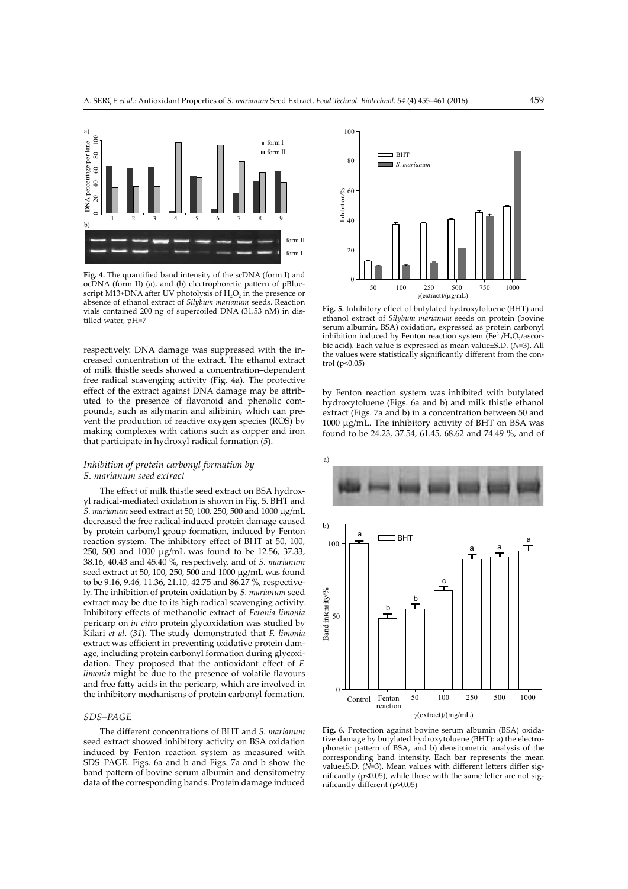**Fig. 4.** The quantified band intensity of the scDNA (form I) and ocDNA (form II) (a), and (b) electrophoretic pattern of pBluescript M13+DNA after UV photolysis of $H_2O_2$ in the presence or absence of ethanol extract of *Silybum marianum* seeds. Reaction vials contained 200 ng of supercoiled DNA (31.53 nM) in distilled water, pH=7

respectively. DNA damage was suppressed with the increased concentration of the extract. The ethanol extract of milk thistle seeds showed a concentration–dependent free radical scavenging activity (Fig. 4a). The protective effect of the extract against DNA damage may be attributed to the presence of flavonoid and phenolic compounds, such as silymarin and silibinin, which can prevent the production of reactive oxygen species (ROS) by making complexes with cations such as copper and iron that participate in hydroxyl radical formation (*5*).

### *Inhibition of protein carbonyl formation by S. marianum seed extract*

The effect of milk thistle seed extract on BSA hydroxyl radical-mediated oxidation is shown in Fig. 5. BHT and *S. marianum* seed extract at 50, 100, 250, 500 and 1000 μg/mL decreased the free radical-induced protein damage caused by protein carbonyl group formation, induced by Fenton reaction system. The inhibitory effect of BHT at 50, 100, 250, 500 and 1000 μg/mL was found to be 12.56, 37.33, 38.16, 40.43 and 45.40 %, respectively, and of *S. marianum* seed extract at 50, 100, 250, 500 and 1000 μg/mL was found to be 9.16, 9.46, 11.36, 21.10, 42.75 and 86.27 %, respectively. The inhibition of protein oxidation by *S. marianum* seed extract may be due to its high radical scavenging activity. Inhibitory effects of methanolic extract of *Feronia limonia* pericarp on *in vitro* protein glycoxidation was studied by Kilari *et al*. (*31*). The study demonstrated that *F. limonia* extract was efficient in preventing oxidative protein damage, including protein carbonyl formation during glycoxidation. They proposed that the antioxidant effect of *F. limonia* might be due to the presence of volatile flavours and free fatty acids in the pericarp, which are involved in the inhibitory mechanisms of protein carbonyl formation.

### *SDS–PAGE*

The different concentrations of BHT and *S. marianum* seed extract showed inhibitory activity on BSA oxidation induced by Fenton reaction system as measured with SDS–PAGE. Figs. 6a and b and Figs. 7a and b show the band pattern of bovine serum albumin and densitometry data of the corresponding bands. Protein damage induced

**Fig. 5.** Inhibitory effect of butylated hydroxytoluene (BHT) and ethanol extract of *Silybum marianum* seeds on protein (bovine serum albumin, BSA) oxidation, expressed as protein carbonyl inhibition induced by Fenton reaction system ($Fe^{3+}$/$H_2O_2$/ascorbic acid). Each value is expressed as mean value±S.D. ($N$=3). All the values were statistically significantly different from the control ($p<0.05$)

by Fenton reaction system was inhibited with butylated hydroxytoluene (Figs. 6a and b) and milk thistle ethanol extract (Figs. 7a and b) in a concentration between 50 and 1000 μg/mL. The inhibitory activity of BHT on BSA was found to be 24.23, 37.54, 61.45, 68.62 and 74.49 %, and of

**Fig. 6.** Protection against bovine serum albumin (BSA) oxidative damage by butylated hydroxytoluene (BHT): a) the electrophoretic pattern of BSA, and b) densitometric analysis of the corresponding band intensity. Each bar represents the mean value±S.D. ($N$=3). Mean values with different letters differ significantly ($p<0.05$), while those with the same letter are not significantly different ($p>0.05$)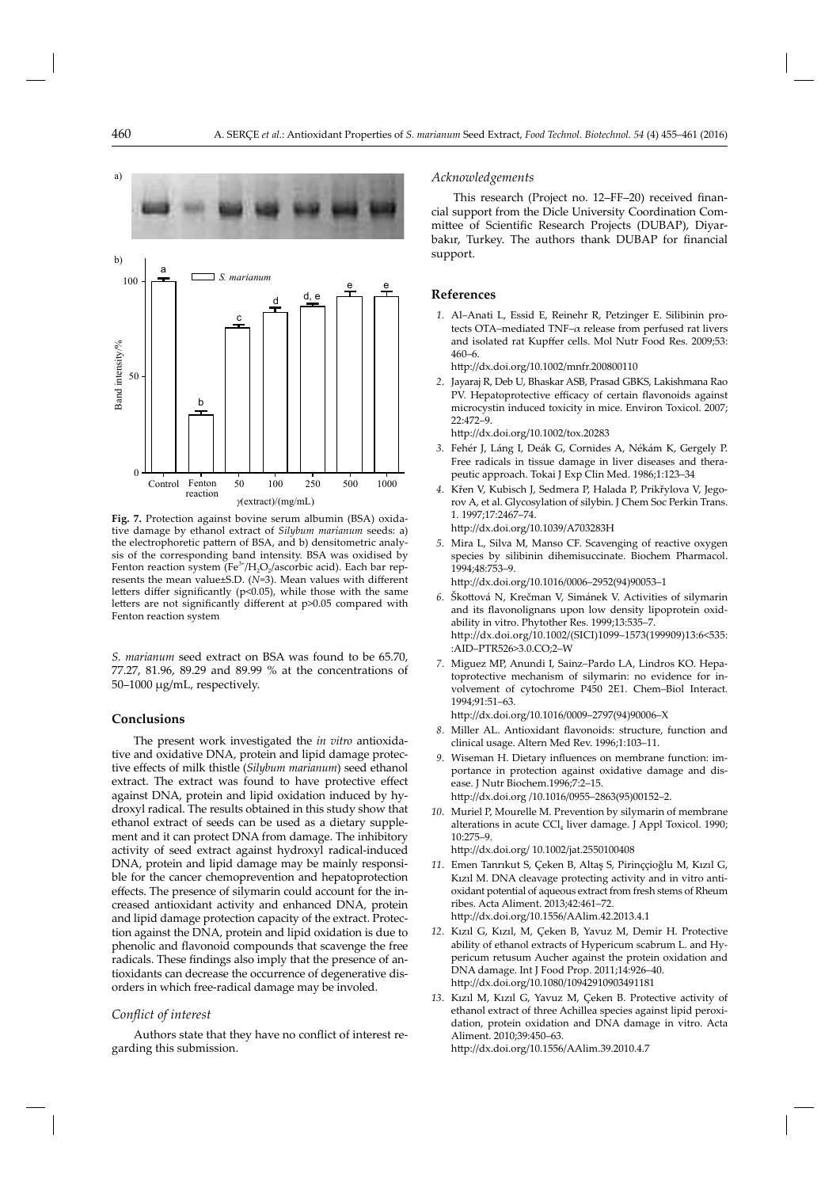**Fig. 7.** Protection against bovine serum albumin (BSA) oxidative damage by ethanol extract of *Silybum marianum* seeds: a) the electrophoretic pattern of BSA, and b) densitometric analysis of the corresponding band intensity. BSA was oxidised by Fenton reaction system ($Fe^{3+}/H_2O_2$/ascorbic acid). Each bar represents the mean value±S.D. ($N$=3). Mean values with different letters differ significantly ($p<0.05$), while those with the same letters are not significantly different at $p>0.05$ compared with Fenton reaction system

*S. marianum* seed extract on BSA was found to be 65.70, 77.27, 81.96, 89.29 and 89.99 % at the concentrations of 50–1000 μg/mL, respectively.

## Conclusions

The present work investigated the *in vitro* antioxidative and oxidative DNA, protein and lipid damage protective effects of milk thistle (*Silybum marianum*) seed ethanol extract. The extract was found to have protective effect against DNA, protein and lipid oxidation induced by hydroxyl radical. The results obtained in this study show that ethanol extract of seeds can be used as a dietary supplement and it can protect DNA from damage. The inhibitory activity of seed extract against hydroxyl radical-induced DNA, protein and lipid damage may be mainly responsible for the cancer chemoprevention and hepatoprotection effects. The presence of silymarin could account for the increased antioxidant activity and enhanced DNA, protein and lipid damage protection capacity of the extract. Protection against the DNA, protein and lipid oxidation is due to phenolic and flavonoid compounds that scavenge the free radicals. These findings also imply that the presence of antioxidants can decrease the occurrence of degenerative disorders in which free-radical damage may be involed.

### *Conflict of interest*

Authors state that they have no conflict of interest regarding this submission.

### *Acknowledgements*

This research (Project no. 12–FF–20) received financial support from the Dicle University Coordination Committee of Scientific Research Projects (DUBAP), Diyarbakır, Turkey. The authors thank DUBAP for financial support.

## References

1. Al–Anati L, Essid E, Reinehr R, Petzinger E. Silibinin protects OTA–mediated TNF–α release from perfused rat livers and isolated rat Kupffer cells. Mol Nutr Food Res. 2009;53:460–6. http://dx.doi.org/10.1002/mnfr.200800110
2. Jayaraj R, Deb U, Bhaskar ASB, Prasad GBKS, Lakishmana Rao PV. Hepatoprotective efficacy of certain flavonoids against microcystin induced toxicity in mice. Environ Toxicol. 2007;22:472–9. http://dx.doi.org/10.1002/tox.20283
3. Fehér J, Láng I, Deák G, Cornides A, Nékám K, Gergely P. Free radicals in tissue damage in liver diseases and therapeutic approach. Tokai J Exp Clin Med. 1986;1:123–34
4. Křen V, Kubisch J, Sedmera P, Halada P, Prikřylova V, Jegorov A, et al. Glycosylation of silybin. J Chem Soc Perkin Trans. 1. 1997;17:2467–74. http://dx.doi.org/10.1039/A703283H
5. Mira L, Silva M, Manso CF. Scavenging of reactive oxygen species by silibinin dihemisuccinate. Biochem Pharmacol. 1994;48:753–9. http://dx.doi.org/10.1016/0006–2952(94)90053–1
6. Škottová N, Krečman V, Simánek V. Activities of silymarin and its flavonolignans upon low density lipoprotein oxidability in vitro. Phytother Res. 1999;13:535–7. http://dx.doi.org/10.1002/(SICI)1099–1573(199909)13:6<535::AID–PTR526>3.0.CO;2–W
7. Miguez MP, Anundi I, Sainz–Pardo LA, Lindros KO. Hepatoprotective mechanism of silymarin: no evidence for involvement of cytochrome P450 2E1. Chem–Biol Interact. 1994;91:51–63. http://dx.doi.org/10.1016/0009–2797(94)90006–X
8. Miller AL. Antioxidant flavonoids: structure, function and clinical usage. Altern Med Rev. 1996;1:103–11.
9. Wiseman H. Dietary influences on membrane function: importance in protection against oxidative damage and disease. J Nutr Biochem.1996;7:2–15. http://dx.doi.org /10.1016/0955–2863(95)00152–2.
10. Muriel P, Mourelle M. Prevention by silymarin of membrane alterations in acute $CCl_4$ liver damage. J Appl Toxicol. 1990;10:275–9. http://dx.doi.org/ 10.1002/jat.2550100408
11. Emen Tanrıkut S, Çeken B, Altaş S, Pirinççioğlu M, Kızıl G, Kızıl M. DNA cleavage protecting activity and in vitro antioxidant potential of aqueous extract from fresh stems of Rheum ribes. Acta Aliment. 2013;42:461–72. http://dx.doi.org/10.1556/AAlim.42.2013.4.1
12. Kızıl G, Kızıl, M, Çeken B, Yavuz M, Demir H. Protective ability of ethanol extracts of Hypericum scabrum L. and Hypericum retusum Aucher against the protein oxidation and DNA damage. Int J Food Prop. 2011;14:926–40. http://dx.doi.org/10.1080/10942910903491181
13. Kızıl M, Kızıl G, Yavuz M, Çeken B. Protective activity of ethanol extract of three Achillea species against lipid peroxidation, protein oxidation and DNA damage in vitro. Acta Aliment. 2010;39:450–63. http://dx.doi.org/10.1556/AAlim.39.2010.4.7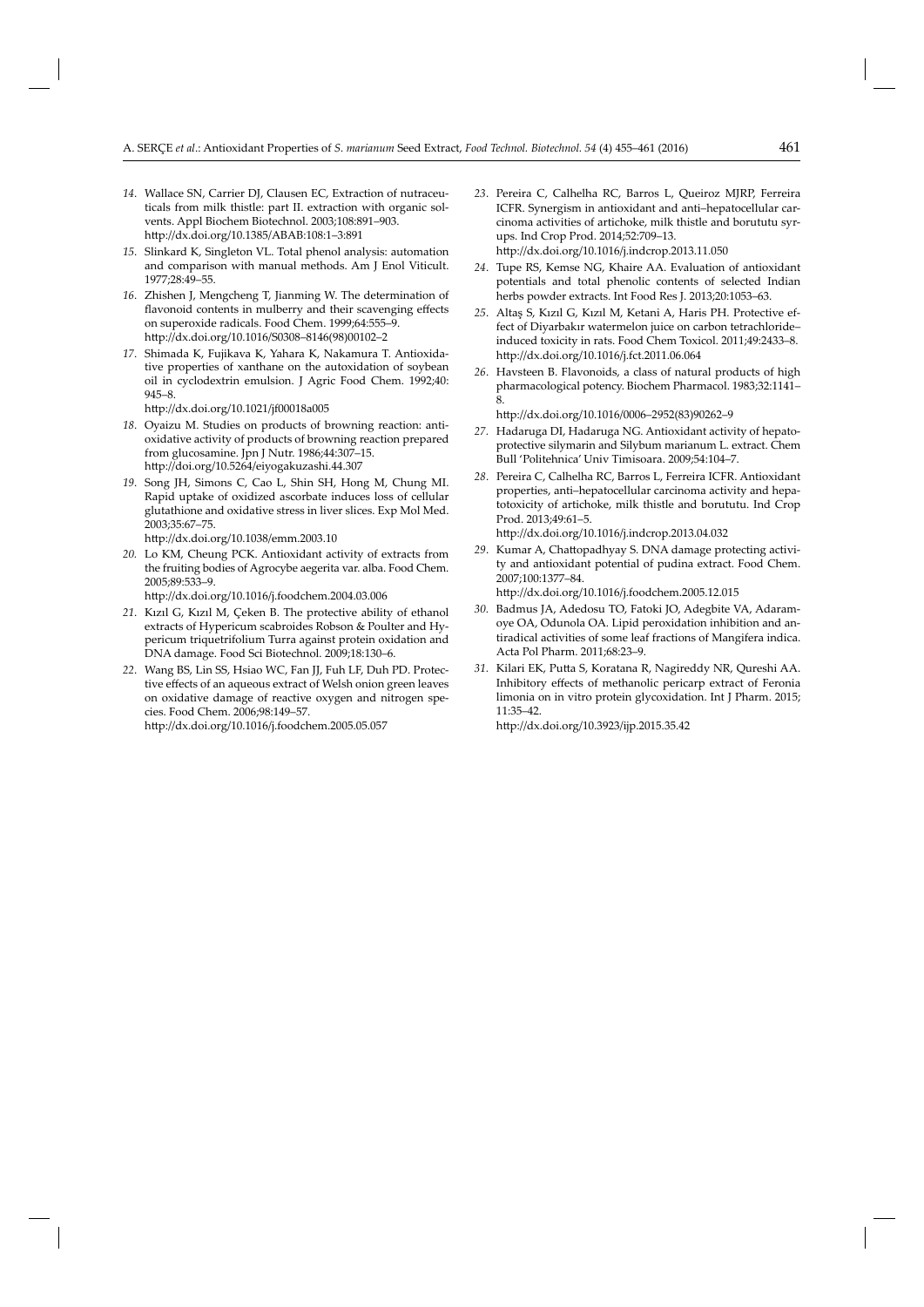14. Wallace SN, Carrier DJ, Clausen EC, Extraction of nutraceuticals from milk thistle: part II. extraction with organic solvents. Appl Biochem Biotechnol. 2003;108:891–903. http://dx.doi.org/10.1385/ABAB:108:1–3:891

15. Slinkard K, Singleton VL. Total phenol analysis: automation and comparison with manual methods. Am J Enol Viticult. 1977;28:49–55.

16. Zhishen J, Mengcheng T, Jianming W. The determination of flavonoid contents in mulberry and their scavenging effects on superoxide radicals. Food Chem. 1999;64:555–9. http://dx.doi.org/10.1016/S0308–8146(98)00102–2

17. Shimada K, Fujikava K, Yahara K, Nakamura T. Antioxidative properties of xanthane on the autoxidation of soybean oil in cyclodextrin emulsion. J Agric Food Chem. 1992;40: 945–8. http://dx.doi.org/10.1021/jf00018a005

18. Oyaizu M. Studies on products of browning reaction: antioxidative activity of products of browning reaction prepared from glucosamine. Jpn J Nutr. 1986;44:307–15. http://doi.org/10.5264/eiyogakuzashi.44.307

19. Song JH, Simons C, Cao L, Shin SH, Hong M, Chung MI. Rapid uptake of oxidized ascorbate induces loss of cellular glutathione and oxidative stress in liver slices. Exp Mol Med. 2003;35:67–75. http://dx.doi.org/10.1038/emm.2003.10

20. Lo KM, Cheung PCK. Antioxidant activity of extracts from the fruiting bodies of Agrocybe aegerita var. alba. Food Chem. 2005;89:533–9. http://dx.doi.org/10.1016/j.foodchem.2004.03.006

21. Kızıl G, Kızıl M, Çeken B. The protective ability of ethanol extracts of Hypericum scabroides Robson & Poulter and Hypericum triquetrifolium Turra against protein oxidation and DNA damage. Food Sci Biotechnol. 2009;18:130–6.

22. Wang BS, Lin SS, Hsiao WC, Fan JJ, Fuh LF, Duh PD. Protective effects of an aqueous extract of Welsh onion green leaves on oxidative damage of reactive oxygen and nitrogen species. Food Chem. 2006;98:149–57. http://dx.doi.org/10.1016/j.foodchem.2005.05.057

23. Pereira C, Calhelha RC, Barros L, Queiroz MJRP, Ferreira ICFR. Synergism in antioxidant and anti–hepatocellular carcinoma activities of artichoke, milk thistle and borututu syrups. Ind Crop Prod. 2014;52:709–13. http://dx.doi.org/10.1016/j.indcrop.2013.11.050

24. Tupe RS, Kemse NG, Khaire AA. Evaluation of antioxidant potentials and total phenolic contents of selected Indian herbs powder extracts. Int Food Res J. 2013;20:1053–63.

25. Altaş S, Kızıl G, Kızıl M, Ketani A, Haris PH. Protective effect of Diyarbakır watermelon juice on carbon tetrachloride–induced toxicity in rats. Food Chem Toxicol. 2011;49:2433–8. http://dx.doi.org/10.1016/j.fct.2011.06.064

26. Havsteen B. Flavonoids, a class of natural products of high pharmacological potency. Biochem Pharmacol. 1983;32:1141–8. http://dx.doi.org/10.1016/0006–2952(83)90262–9

27. Hadaruga DI, Hadaruga NG. Antioxidant activity of hepatoprotective silymarin and Silybum marianum L. extract. Chem Bull 'Politehnica' Univ Timisoara. 2009;54:104–7.

28. Pereira C, Calhelha RC, Barros L, Ferreira ICFR. Antioxidant properties, anti–hepatocellular carcinoma activity and hepatotoxicity of artichoke, milk thistle and borututu. Ind Crop Prod. 2013;49:61–5. http://dx.doi.org/10.1016/j.indcrop.2013.04.032

29. Kumar A, Chattopadhyay S. DNA damage protecting activity and antioxidant potential of pudina extract. Food Chem. 2007;100:1377–84. http://dx.doi.org/10.1016/j.foodchem.2005.12.015

30. Badmus JA, Adedosu TO, Fatoki JO, Adegbite VA, Adaramoye OA, Odunola OA. Lipid peroxidation inhibition and antiradical activities of some leaf fractions of Mangifera indica. Acta Pol Pharm. 2011;68:23–9.

31. Kilari EK, Putta S, Koratana R, Nagireddy NR, Qureshi AA. Inhibitory effects of methanolic pericarp extract of Feronia limonia on in vitro protein glycoxidation. Int J Pharm. 2015; 11:35–42. http://dx.doi.org/10.3923/ijp.2015.35.42